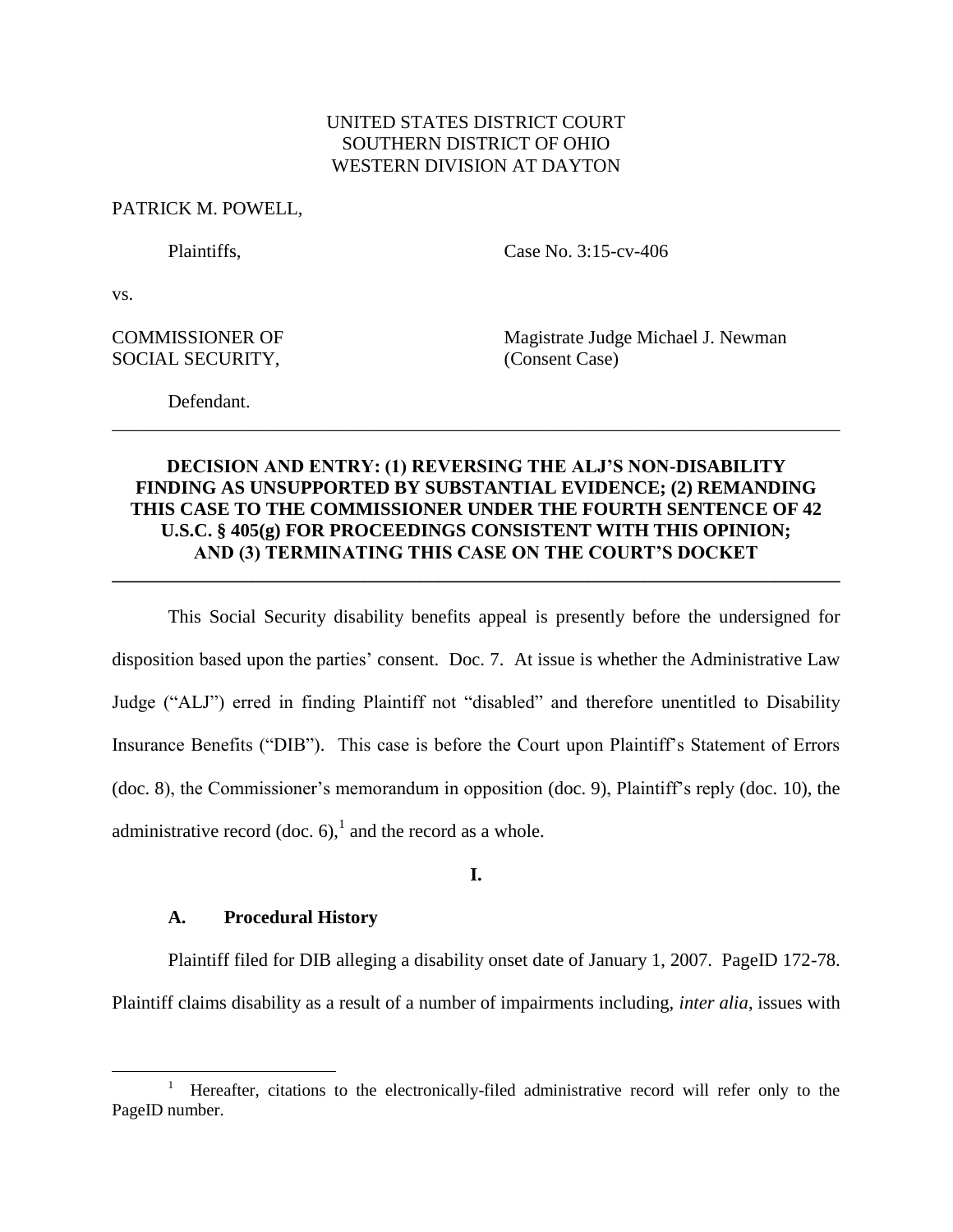UNITED STATES DISTRICT COURT
SOUTHERN DISTRICT OF OHIO
WESTERN DIVISION AT DAYTON

PATRICK M. POWELL,

Plaintiffs, Case No. 3:15-cv-406

vs.

COMMISSIONER OF SOCIAL SECURITY, Magistrate Judge Michael J. Newman (Consent Case)

Defendant.

---

**DECISION AND ENTRY: (1) REVERSING THE ALJ'S NON-DISABILITY FINDING AS UNSUPPORTED BY SUBSTANTIAL EVIDENCE; (2) REMANDING THIS CASE TO THE COMMISSIONER UNDER THE FOURTH SENTENCE OF 42 U.S.C. § 405(g) FOR PROCEEDINGS CONSISTENT WITH THIS OPINION; AND (3) TERMINATING THIS CASE ON THE COURT'S DOCKET**

---

This Social Security disability benefits appeal is presently before the undersigned for disposition based upon the parties' consent. Doc. 7. At issue is whether the Administrative Law Judge ("ALJ") erred in finding Plaintiff not "disabled" and therefore unentitled to Disability Insurance Benefits ("DIB"). This case is before the Court upon Plaintiff's Statement of Errors (doc. 8), the Commissioner's memorandum in opposition (doc. 9), Plaintiff's reply (doc. 10), the administrative record (doc. 6),[1] and the record as a whole.

**I.**

**A. Procedural History**

Plaintiff filed for DIB alleging a disability onset date of January 1, 2007. PageID 172-78. Plaintiff claims disability as a result of a number of impairments including, *inter alia*, issues with

---

[1] Hereafter, citations to the electronically-filed administrative record will refer only to the PageID number.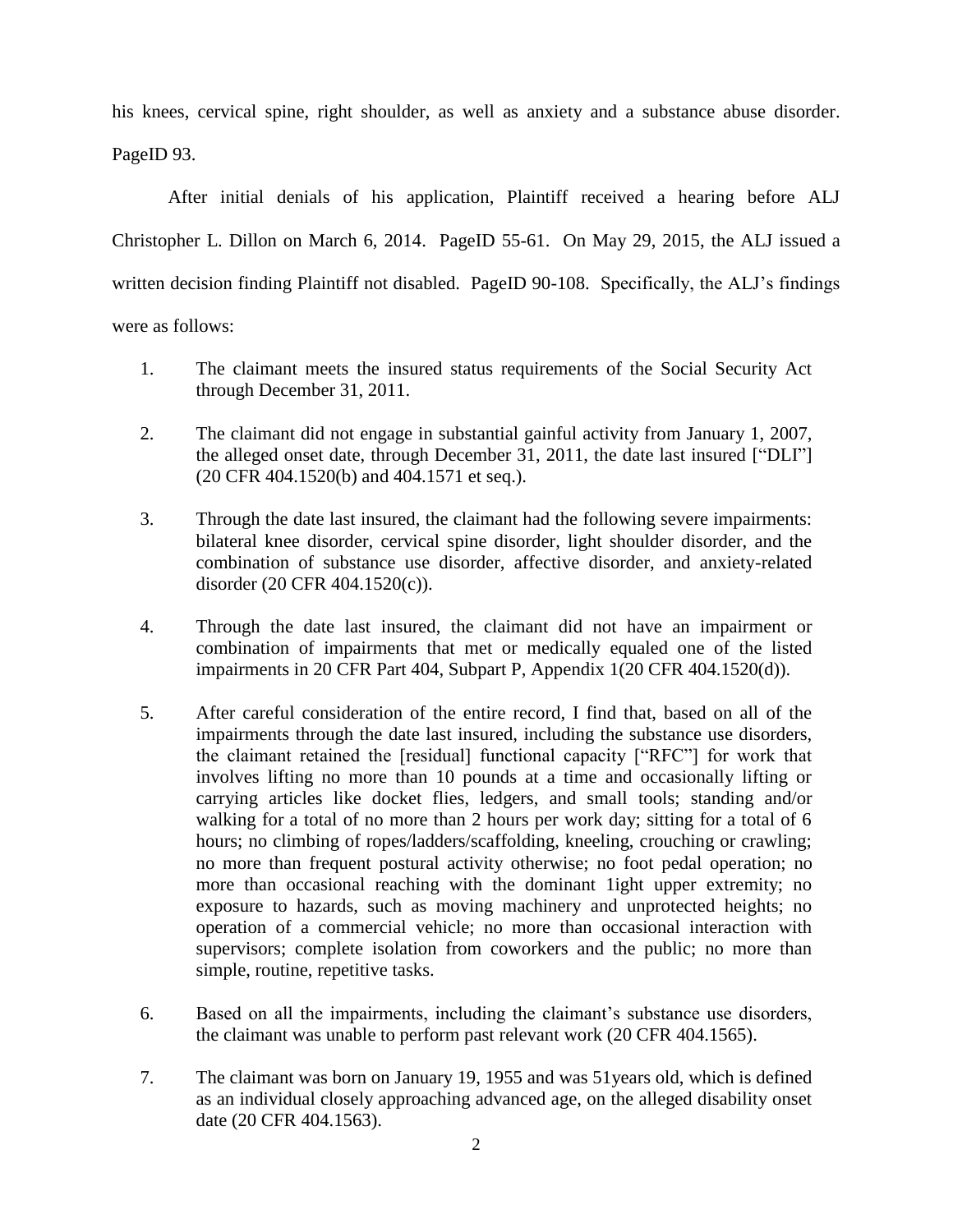his knees, cervical spine, right shoulder, as well as anxiety and a substance abuse disorder. PageID 93.

After initial denials of his application, Plaintiff received a hearing before ALJ Christopher L. Dillon on March 6, 2014. PageID 55-61. On May 29, 2015, the ALJ issued a written decision finding Plaintiff not disabled. PageID 90-108. Specifically, the ALJ's findings were as follows:

> 1. The claimant meets the insured status requirements of the Social Security Act through December 31, 2011.
>
> 2. The claimant did not engage in substantial gainful activity from January 1, 2007, the alleged onset date, through December 31, 2011, the date last insured ["DLI"] (20 CFR 404.1520(b) and 404.1571 et seq.).
>
> 3. Through the date last insured, the claimant had the following severe impairments: bilateral knee disorder, cervical spine disorder, light shoulder disorder, and the combination of substance use disorder, affective disorder, and anxiety-related disorder (20 CFR 404.1520(c)).
>
> 4. Through the date last insured, the claimant did not have an impairment or combination of impairments that met or medically equaled one of the listed impairments in 20 CFR Part 404, Subpart P, Appendix 1(20 CFR 404.1520(d)).
>
> 5. After careful consideration of the entire record, I find that, based on all of the impairments through the date last insured, including the substance use disorders, the claimant retained the [residual] functional capacity ["RFC"] for work that involves lifting no more than 10 pounds at a time and occasionally lifting or carrying articles like docket flies, ledgers, and small tools; standing and/or walking for a total of no more than 2 hours per work day; sitting for a total of 6 hours; no climbing of ropes/ladders/scaffolding, kneeling, crouching or crawling; no more than frequent postural activity otherwise; no foot pedal operation; no more than occasional reaching with the dominant 1ight upper extremity; no exposure to hazards, such as moving machinery and unprotected heights; no operation of a commercial vehicle; no more than occasional interaction with supervisors; complete isolation from coworkers and the public; no more than simple, routine, repetitive tasks.
>
> 6. Based on all the impairments, including the claimant's substance use disorders, the claimant was unable to perform past relevant work (20 CFR 404.1565).
>
> 7. The claimant was born on January 19, 1955 and was 51years old, which is defined as an individual closely approaching advanced age, on the alleged disability onset date (20 CFR 404.1563).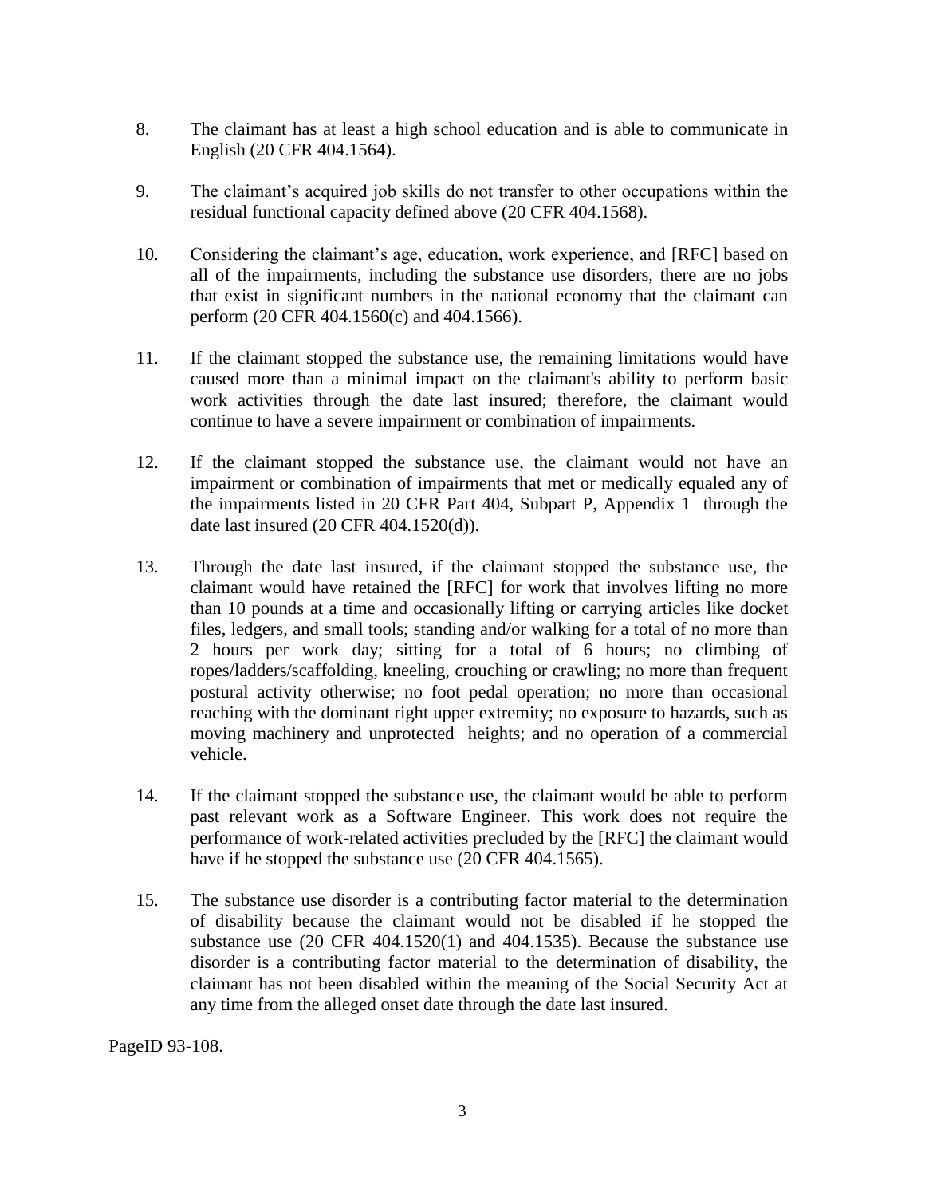8. The claimant has at least a high school education and is able to communicate in English (20 CFR 404.1564).

9. The claimant's acquired job skills do not transfer to other occupations within the residual functional capacity defined above (20 CFR 404.1568).

10. Considering the claimant's age, education, work experience, and [RFC] based on all of the impairments, including the substance use disorders, there are no jobs that exist in significant numbers in the national economy that the claimant can perform (20 CFR 404.1560(c) and 404.1566).

11. If the claimant stopped the substance use, the remaining limitations would have caused more than a minimal impact on the claimant's ability to perform basic work activities through the date last insured; therefore, the claimant would continue to have a severe impairment or combination of impairments.

12. If the claimant stopped the substance use, the claimant would not have an impairment or combination of impairments that met or medically equaled any of the impairments listed in 20 CFR Part 404, Subpart P, Appendix 1 through the date last insured (20 CFR 404.1520(d)).

13. Through the date last insured, if the claimant stopped the substance use, the claimant would have retained the [RFC] for work that involves lifting no more than 10 pounds at a time and occasionally lifting or carrying articles like docket files, ledgers, and small tools; standing and/or walking for a total of no more than 2 hours per work day; sitting for a total of 6 hours; no climbing of ropes/ladders/scaffolding, kneeling, crouching or crawling; no more than frequent postural activity otherwise; no foot pedal operation; no more than occasional reaching with the dominant right upper extremity; no exposure to hazards, such as moving machinery and unprotected heights; and no operation of a commercial vehicle.

14. If the claimant stopped the substance use, the claimant would be able to perform past relevant work as a Software Engineer. This work does not require the performance of work-related activities precluded by the [RFC] the claimant would have if he stopped the substance use (20 CFR 404.1565).

15. The substance use disorder is a contributing factor material to the determination of disability because the claimant would not be disabled if he stopped the substance use (20 CFR 404.1520(1) and 404.1535). Because the substance use disorder is a contributing factor material to the determination of disability, the claimant has not been disabled within the meaning of the Social Security Act at any time from the alleged onset date through the date last insured.

PageID 93-108.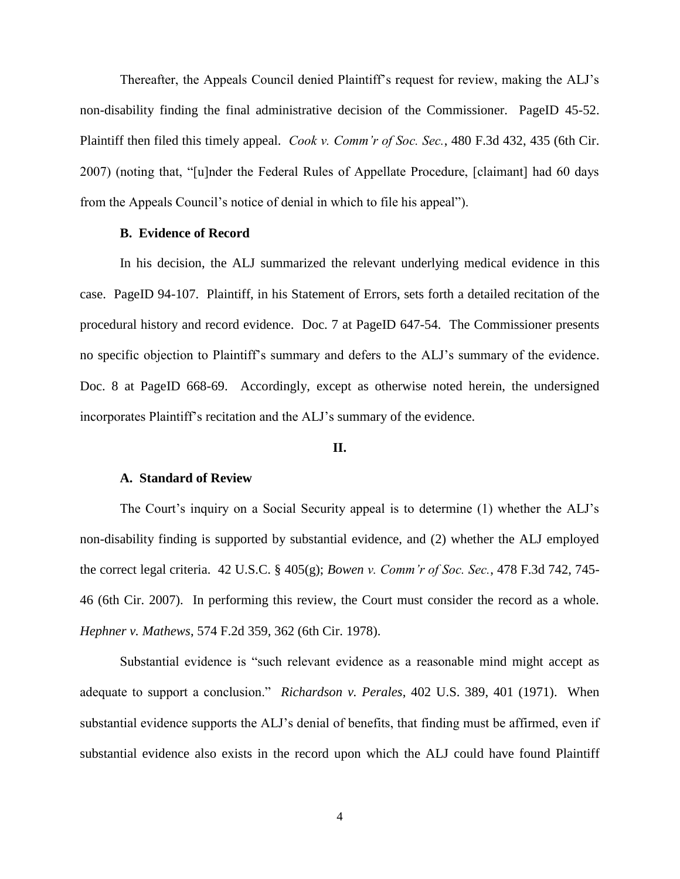Thereafter, the Appeals Council denied Plaintiff's request for review, making the ALJ's non-disability finding the final administrative decision of the Commissioner. PageID 45-52. Plaintiff then filed this timely appeal. *Cook v. Comm'r of Soc. Sec.*, 480 F.3d 432, 435 (6th Cir. 2007) (noting that, "[u]nder the Federal Rules of Appellate Procedure, [claimant] had 60 days from the Appeals Council's notice of denial in which to file his appeal").

### B. Evidence of Record

In his decision, the ALJ summarized the relevant underlying medical evidence in this case. PageID 94-107. Plaintiff, in his Statement of Errors, sets forth a detailed recitation of the procedural history and record evidence. Doc. 7 at PageID 647-54. The Commissioner presents no specific objection to Plaintiff's summary and defers to the ALJ's summary of the evidence. Doc. 8 at PageID 668-69. Accordingly, except as otherwise noted herein, the undersigned incorporates Plaintiff's recitation and the ALJ's summary of the evidence.

## II.

### A. Standard of Review

The Court's inquiry on a Social Security appeal is to determine (1) whether the ALJ's non-disability finding is supported by substantial evidence, and (2) whether the ALJ employed the correct legal criteria. 42 U.S.C. § 405(g); *Bowen v. Comm'r of Soc. Sec.*, 478 F.3d 742, 745-46 (6th Cir. 2007). In performing this review, the Court must consider the record as a whole. *Hephner v. Mathews*, 574 F.2d 359, 362 (6th Cir. 1978).

Substantial evidence is "such relevant evidence as a reasonable mind might accept as adequate to support a conclusion." *Richardson v. Perales*, 402 U.S. 389, 401 (1971). When substantial evidence supports the ALJ's denial of benefits, that finding must be affirmed, even if substantial evidence also exists in the record upon which the ALJ could have found Plaintiff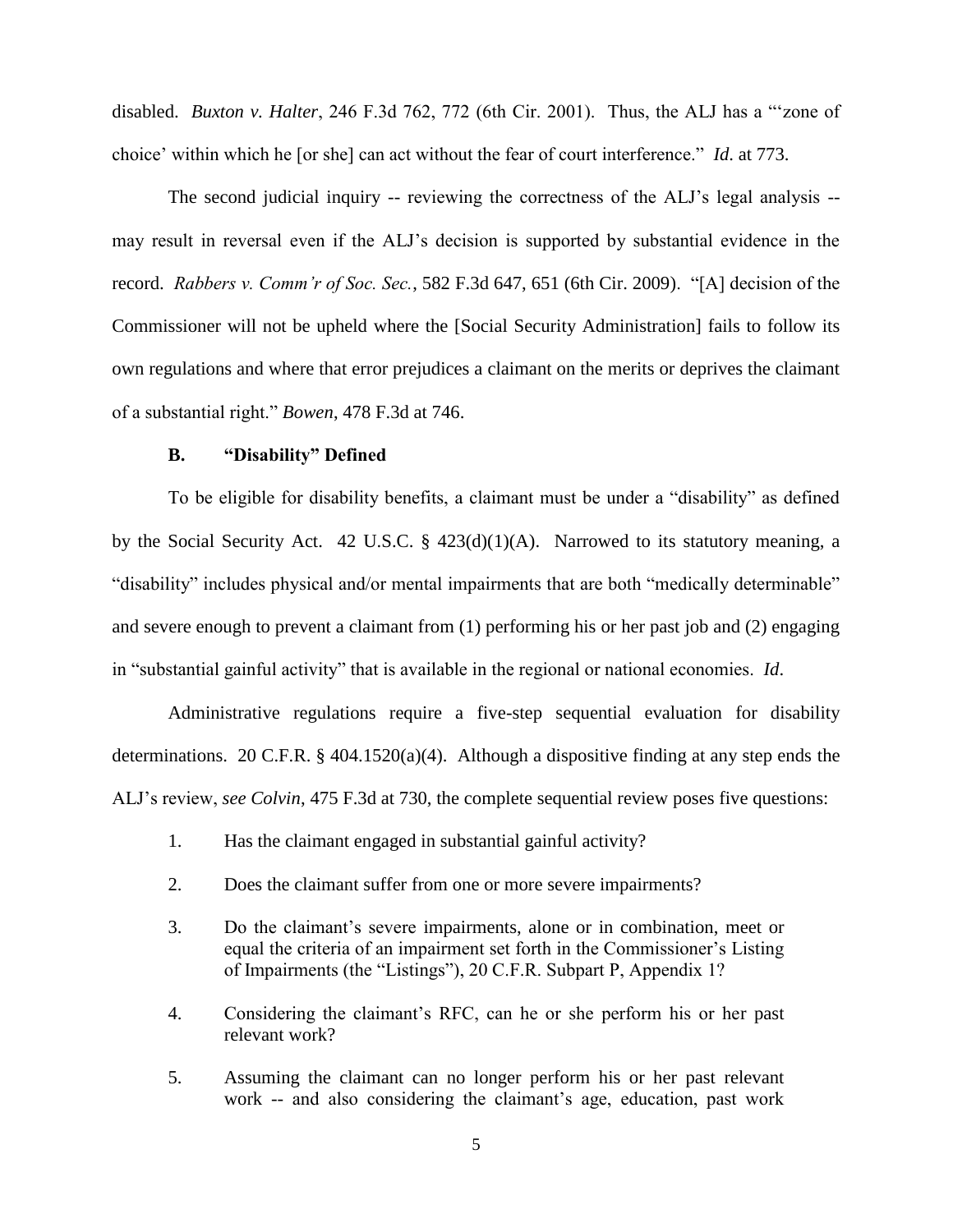disabled. *Buxton v. Halter*, 246 F.3d 762, 772 (6th Cir. 2001). Thus, the ALJ has a "'zone of choice' within which he [or she] can act without the fear of court interference." *Id*. at 773.

The second judicial inquiry -- reviewing the correctness of the ALJ's legal analysis -- may result in reversal even if the ALJ's decision is supported by substantial evidence in the record. *Rabbers v. Comm'r of Soc. Sec.*, 582 F.3d 647, 651 (6th Cir. 2009). "[A] decision of the Commissioner will not be upheld where the [Social Security Administration] fails to follow its own regulations and where that error prejudices a claimant on the merits or deprives the claimant of a substantial right." *Bowen*, 478 F.3d at 746.

### B. "Disability" Defined

To be eligible for disability benefits, a claimant must be under a "disability" as defined by the Social Security Act. 42 U.S.C. § 423(d)(1)(A). Narrowed to its statutory meaning, a "disability" includes physical and/or mental impairments that are both "medically determinable" and severe enough to prevent a claimant from (1) performing his or her past job and (2) engaging in "substantial gainful activity" that is available in the regional or national economies. *Id*.

Administrative regulations require a five-step sequential evaluation for disability determinations. 20 C.F.R. § 404.1520(a)(4). Although a dispositive finding at any step ends the ALJ's review, *see Colvin*, 475 F.3d at 730, the complete sequential review poses five questions:

1. Has the claimant engaged in substantial gainful activity?

2. Does the claimant suffer from one or more severe impairments?

3. Do the claimant's severe impairments, alone or in combination, meet or equal the criteria of an impairment set forth in the Commissioner's Listing of Impairments (the "Listings"), 20 C.F.R. Subpart P, Appendix 1?

4. Considering the claimant's RFC, can he or she perform his or her past relevant work?

5. Assuming the claimant can no longer perform his or her past relevant work -- and also considering the claimant's age, education, past work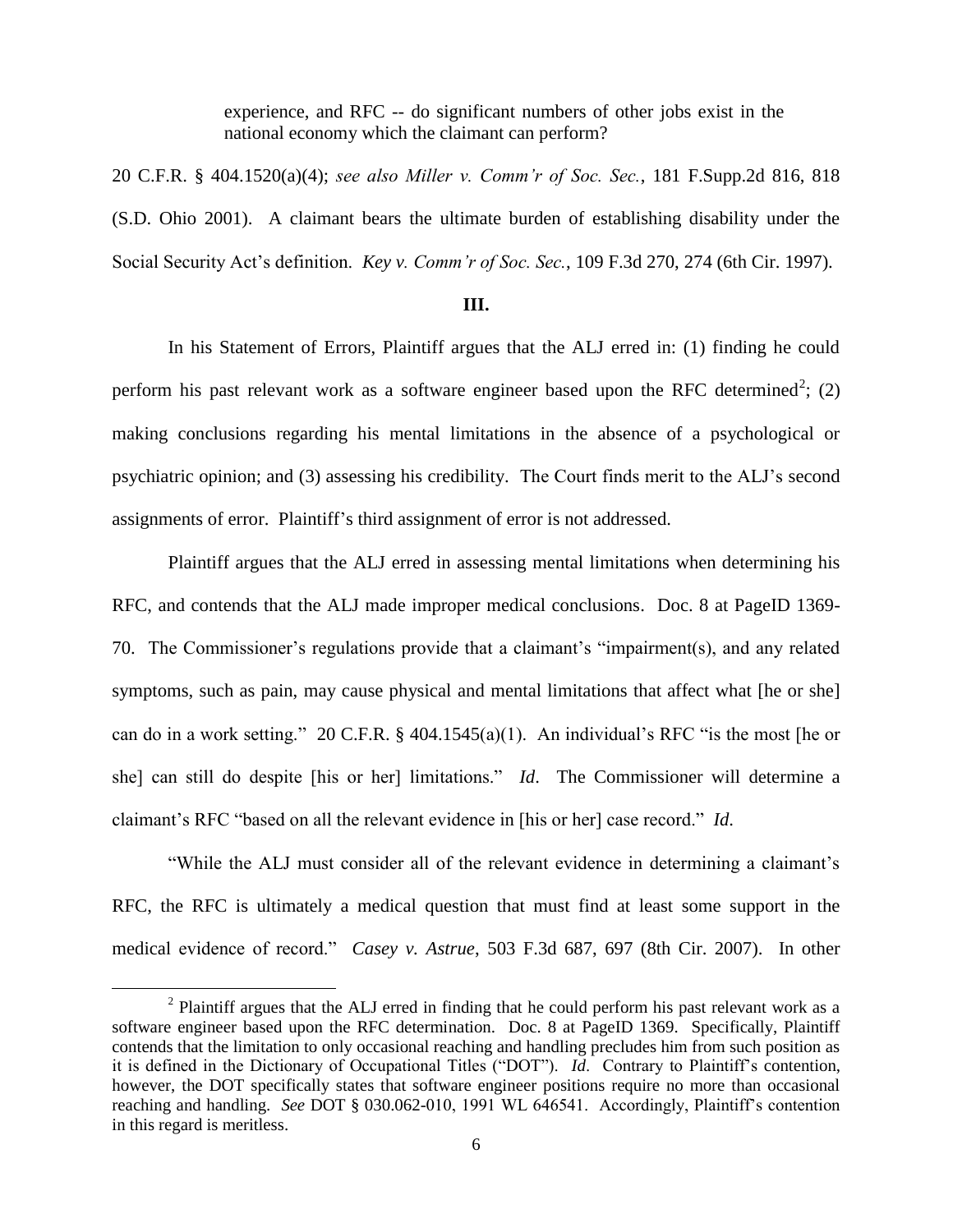> experience, and RFC -- do significant numbers of other jobs exist in the national economy which the claimant can perform?

20 C.F.R. § 404.1520(a)(4); *see also Miller v. Comm'r of Soc. Sec.*, 181 F.Supp.2d 816, 818 (S.D. Ohio 2001). A claimant bears the ultimate burden of establishing disability under the Social Security Act's definition. *Key v. Comm'r of Soc. Sec.*, 109 F.3d 270, 274 (6th Cir. 1997).

## III.

In his Statement of Errors, Plaintiff argues that the ALJ erred in: (1) finding he could perform his past relevant work as a software engineer based upon the RFC determined[2]; (2) making conclusions regarding his mental limitations in the absence of a psychological or psychiatric opinion; and (3) assessing his credibility. The Court finds merit to the ALJ's second assignments of error. Plaintiff's third assignment of error is not addressed.

Plaintiff argues that the ALJ erred in assessing mental limitations when determining his RFC, and contends that the ALJ made improper medical conclusions. Doc. 8 at PageID 1369-70. The Commissioner's regulations provide that a claimant's "impairment(s), and any related symptoms, such as pain, may cause physical and mental limitations that affect what [he or she] can do in a work setting." 20 C.F.R. § 404.1545(a)(1). An individual's RFC "is the most [he or she] can still do despite [his or her] limitations." *Id*. The Commissioner will determine a claimant's RFC "based on all the relevant evidence in [his or her] case record." *Id*.

"While the ALJ must consider all of the relevant evidence in determining a claimant's RFC, the RFC is ultimately a medical question that must find at least some support in the medical evidence of record." *Casey v. Astrue*, 503 F.3d 687, 697 (8th Cir. 2007). In other

---

[2] Plaintiff argues that the ALJ erred in finding that he could perform his past relevant work as a software engineer based upon the RFC determination. Doc. 8 at PageID 1369. Specifically, Plaintiff contends that the limitation to only occasional reaching and handling precludes him from such position as it is defined in the Dictionary of Occupational Titles ("DOT"). *Id*. Contrary to Plaintiff's contention, however, the DOT specifically states that software engineer positions require no more than occasional reaching and handling. *See* DOT § 030.062-010, 1991 WL 646541. Accordingly, Plaintiff's contention in this regard is meritless.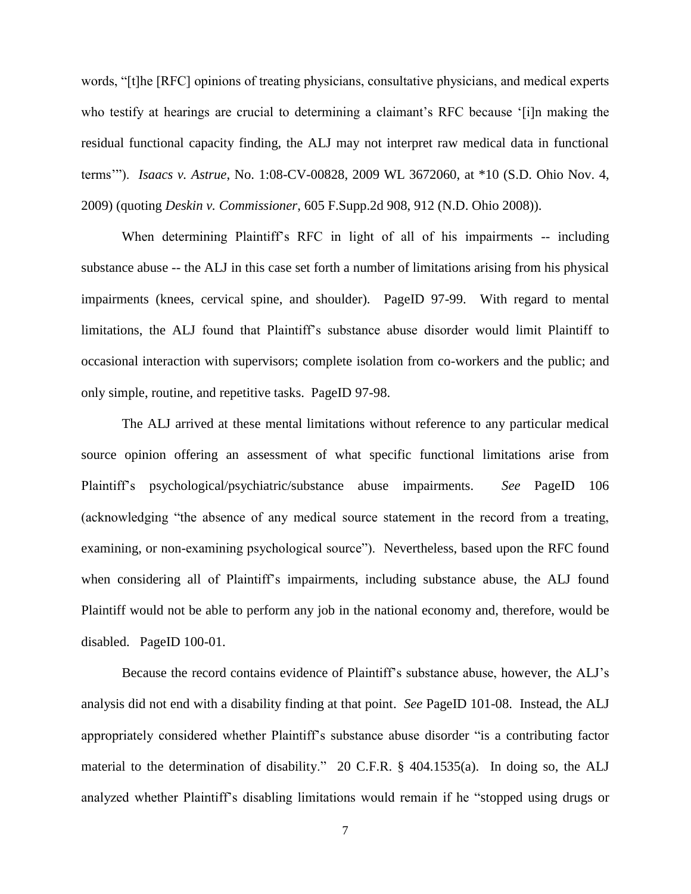words, "[t]he [RFC] opinions of treating physicians, consultative physicians, and medical experts who testify at hearings are crucial to determining a claimant's RFC because '[i]n making the residual functional capacity finding, the ALJ may not interpret raw medical data in functional terms'"). *Isaacs v. Astrue*, No. 1:08-CV-00828, 2009 WL 3672060, at *10 (S.D. Ohio Nov. 4, 2009) (quoting *Deskin v. Commissioner*, 605 F.Supp.2d 908, 912 (N.D. Ohio 2008)).

When determining Plaintiff's RFC in light of all of his impairments -- including substance abuse -- the ALJ in this case set forth a number of limitations arising from his physical impairments (knees, cervical spine, and shoulder). PageID 97-99. With regard to mental limitations, the ALJ found that Plaintiff's substance abuse disorder would limit Plaintiff to occasional interaction with supervisors; complete isolation from co-workers and the public; and only simple, routine, and repetitive tasks. PageID 97-98.

The ALJ arrived at these mental limitations without reference to any particular medical source opinion offering an assessment of what specific functional limitations arise from Plaintiff's psychological/psychiatric/substance abuse impairments. *See* PageID 106 (acknowledging "the absence of any medical source statement in the record from a treating, examining, or non-examining psychological source"). Nevertheless, based upon the RFC found when considering all of Plaintiff's impairments, including substance abuse, the ALJ found Plaintiff would not be able to perform any job in the national economy and, therefore, would be disabled. PageID 100-01.

Because the record contains evidence of Plaintiff's substance abuse, however, the ALJ's analysis did not end with a disability finding at that point. *See* PageID 101-08. Instead, the ALJ appropriately considered whether Plaintiff's substance abuse disorder "is a contributing factor material to the determination of disability." 20 C.F.R. § 404.1535(a). In doing so, the ALJ analyzed whether Plaintiff's disabling limitations would remain if he "stopped using drugs or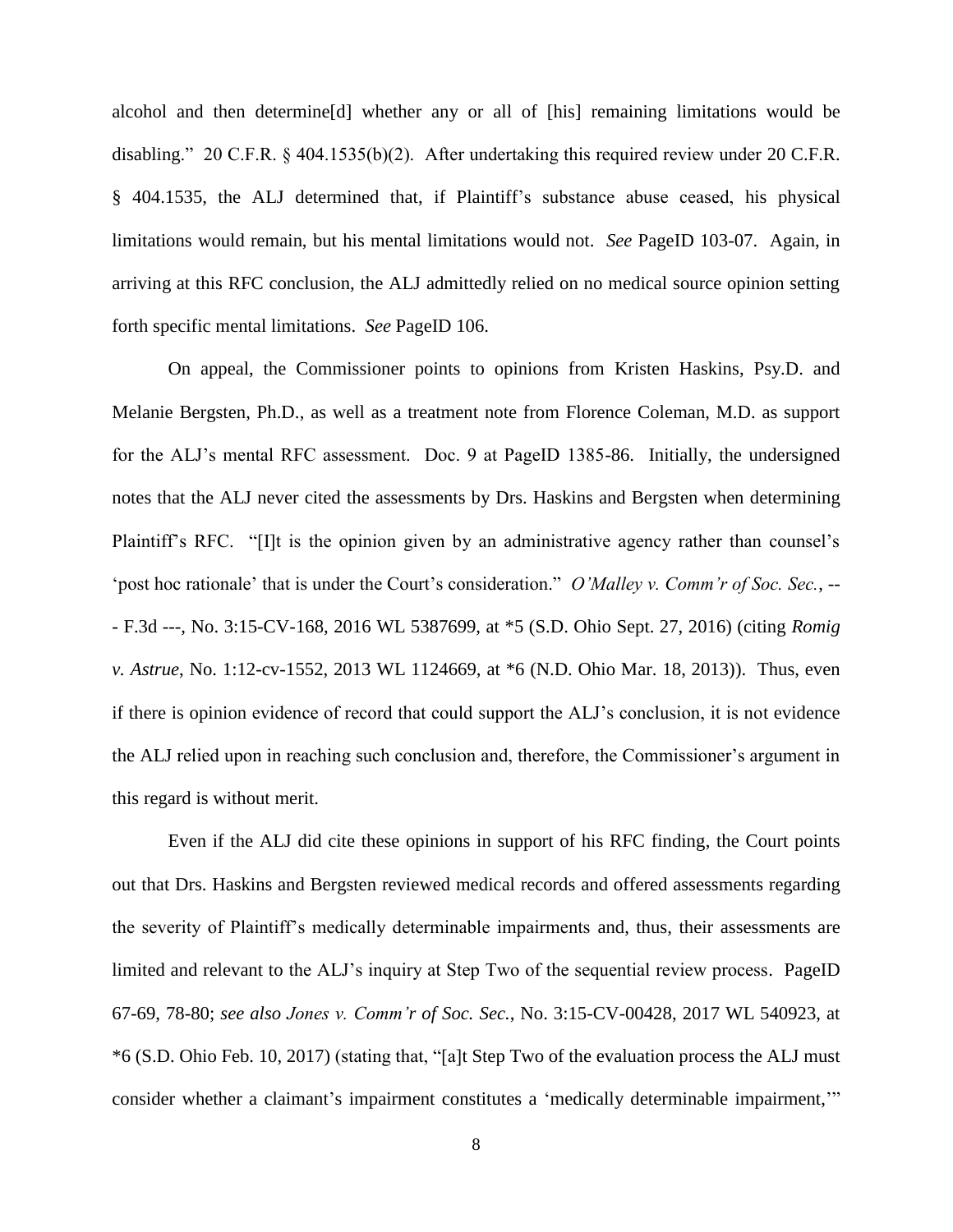alcohol and then determine[d] whether any or all of [his] remaining limitations would be disabling." 20 C.F.R. § 404.1535(b)(2). After undertaking this required review under 20 C.F.R. § 404.1535, the ALJ determined that, if Plaintiff's substance abuse ceased, his physical limitations would remain, but his mental limitations would not. *See* PageID 103-07. Again, in arriving at this RFC conclusion, the ALJ admittedly relied on no medical source opinion setting forth specific mental limitations. *See* PageID 106.

On appeal, the Commissioner points to opinions from Kristen Haskins, Psy.D. and Melanie Bergsten, Ph.D., as well as a treatment note from Florence Coleman, M.D. as support for the ALJ's mental RFC assessment. Doc. 9 at PageID 1385-86. Initially, the undersigned notes that the ALJ never cited the assessments by Drs. Haskins and Bergsten when determining Plaintiff's RFC. "[I]t is the opinion given by an administrative agency rather than counsel's 'post hoc rationale' that is under the Court's consideration." *O'Malley v. Comm'r of Soc. Sec.*, --- F.3d ---, No. 3:15-CV-168, 2016 WL 5387699, at *5 (S.D. Ohio Sept. 27, 2016) (citing *Romig v. Astrue*, No. 1:12-cv-1552, 2013 WL 1124669, at *6 (N.D. Ohio Mar. 18, 2013)). Thus, even if there is opinion evidence of record that could support the ALJ's conclusion, it is not evidence the ALJ relied upon in reaching such conclusion and, therefore, the Commissioner's argument in this regard is without merit.

Even if the ALJ did cite these opinions in support of his RFC finding, the Court points out that Drs. Haskins and Bergsten reviewed medical records and offered assessments regarding the severity of Plaintiff's medically determinable impairments and, thus, their assessments are limited and relevant to the ALJ's inquiry at Step Two of the sequential review process. PageID 67-69, 78-80; *see also Jones v. Comm'r of Soc. Sec.*, No. 3:15-CV-00428, 2017 WL 540923, at *6 (S.D. Ohio Feb. 10, 2017) (stating that, "[a]t Step Two of the evaluation process the ALJ must consider whether a claimant's impairment constitutes a 'medically determinable impairment,'"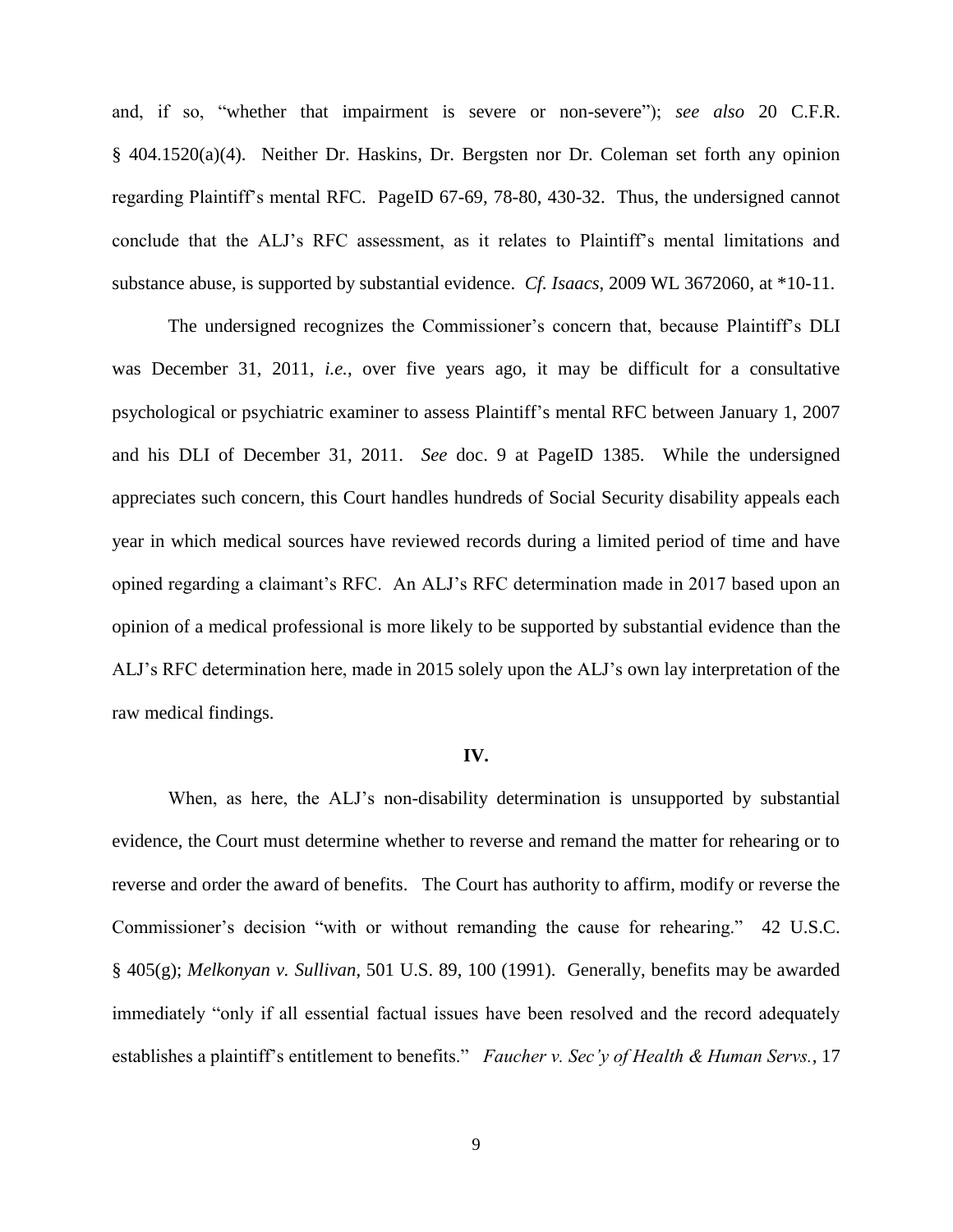and, if so, "whether that impairment is severe or non-severe"); *see also* 20 C.F.R. § 404.1520(a)(4). Neither Dr. Haskins, Dr. Bergsten nor Dr. Coleman set forth any opinion regarding Plaintiff's mental RFC. PageID 67-69, 78-80, 430-32. Thus, the undersigned cannot conclude that the ALJ's RFC assessment, as it relates to Plaintiff's mental limitations and substance abuse, is supported by substantial evidence. *Cf. Isaacs*, 2009 WL 3672060, at *10-11.

The undersigned recognizes the Commissioner's concern that, because Plaintiff's DLI was December 31, 2011, *i.e.*, over five years ago, it may be difficult for a consultative psychological or psychiatric examiner to assess Plaintiff's mental RFC between January 1, 2007 and his DLI of December 31, 2011. *See* doc. 9 at PageID 1385. While the undersigned appreciates such concern, this Court handles hundreds of Social Security disability appeals each year in which medical sources have reviewed records during a limited period of time and have opined regarding a claimant's RFC. An ALJ's RFC determination made in 2017 based upon an opinion of a medical professional is more likely to be supported by substantial evidence than the ALJ's RFC determination here, made in 2015 solely upon the ALJ's own lay interpretation of the raw medical findings.

## IV.

When, as here, the ALJ's non-disability determination is unsupported by substantial evidence, the Court must determine whether to reverse and remand the matter for rehearing or to reverse and order the award of benefits. The Court has authority to affirm, modify or reverse the Commissioner's decision "with or without remanding the cause for rehearing." 42 U.S.C. § 405(g); *Melkonyan v. Sullivan*, 501 U.S. 89, 100 (1991). Generally, benefits may be awarded immediately "only if all essential factual issues have been resolved and the record adequately establishes a plaintiff's entitlement to benefits." *Faucher v. Sec'y of Health & Human Servs.*, 17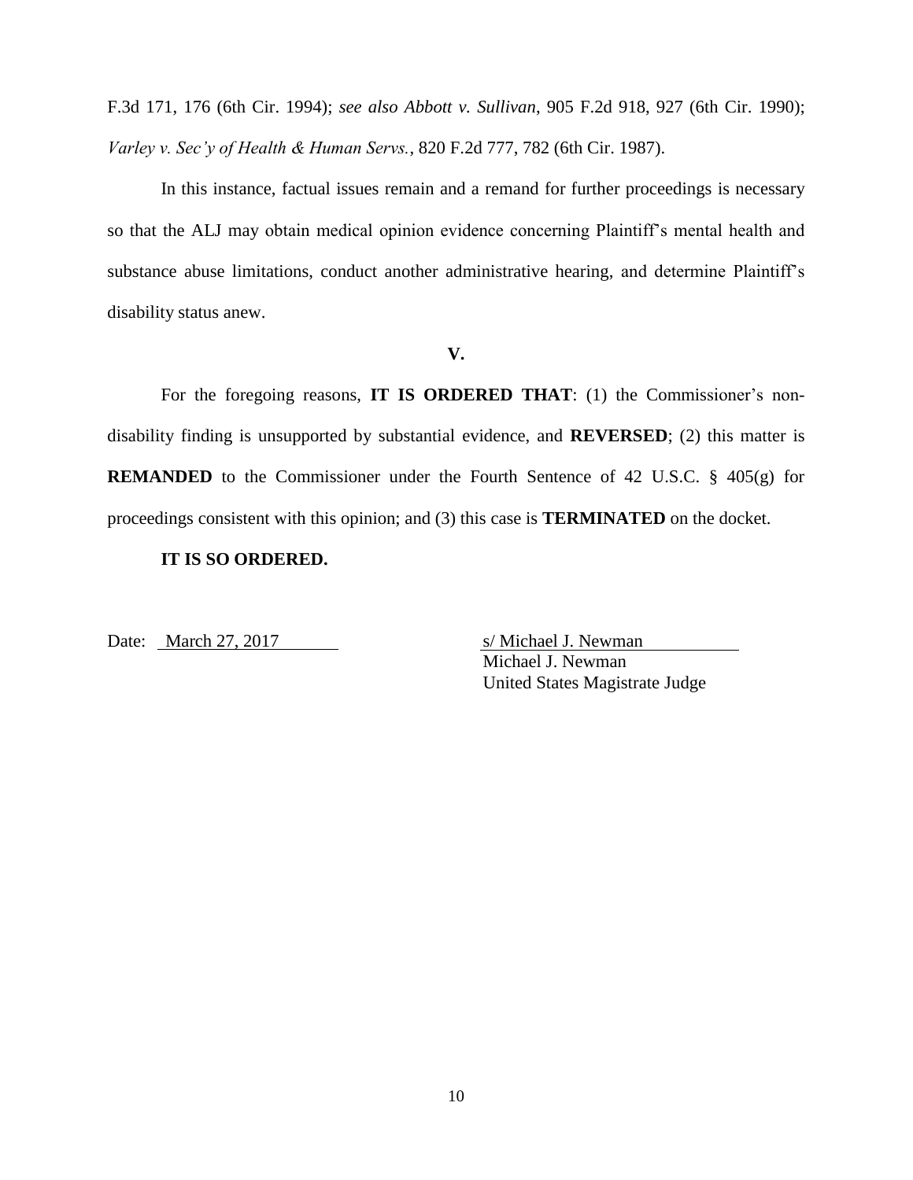F.3d 171, 176 (6th Cir. 1994); *see also Abbott v. Sullivan*, 905 F.2d 918, 927 (6th Cir. 1990); *Varley v. Sec'y of Health & Human Servs.*, 820 F.2d 777, 782 (6th Cir. 1987).

In this instance, factual issues remain and a remand for further proceedings is necessary so that the ALJ may obtain medical opinion evidence concerning Plaintiff's mental health and substance abuse limitations, conduct another administrative hearing, and determine Plaintiff's disability status anew.

**V.**

For the foregoing reasons, **IT IS ORDERED THAT**: (1) the Commissioner's non-disability finding is unsupported by substantial evidence, and **REVERSED**; (2) this matter is **REMANDED** to the Commissioner under the Fourth Sentence of 42 U.S.C. § 405(g) for proceedings consistent with this opinion; and (3) this case is **TERMINATED** on the docket.

**IT IS SO ORDERED.**

Date: March 27, 2017

s/ Michael J. Newman
Michael J. Newman
United States Magistrate Judge